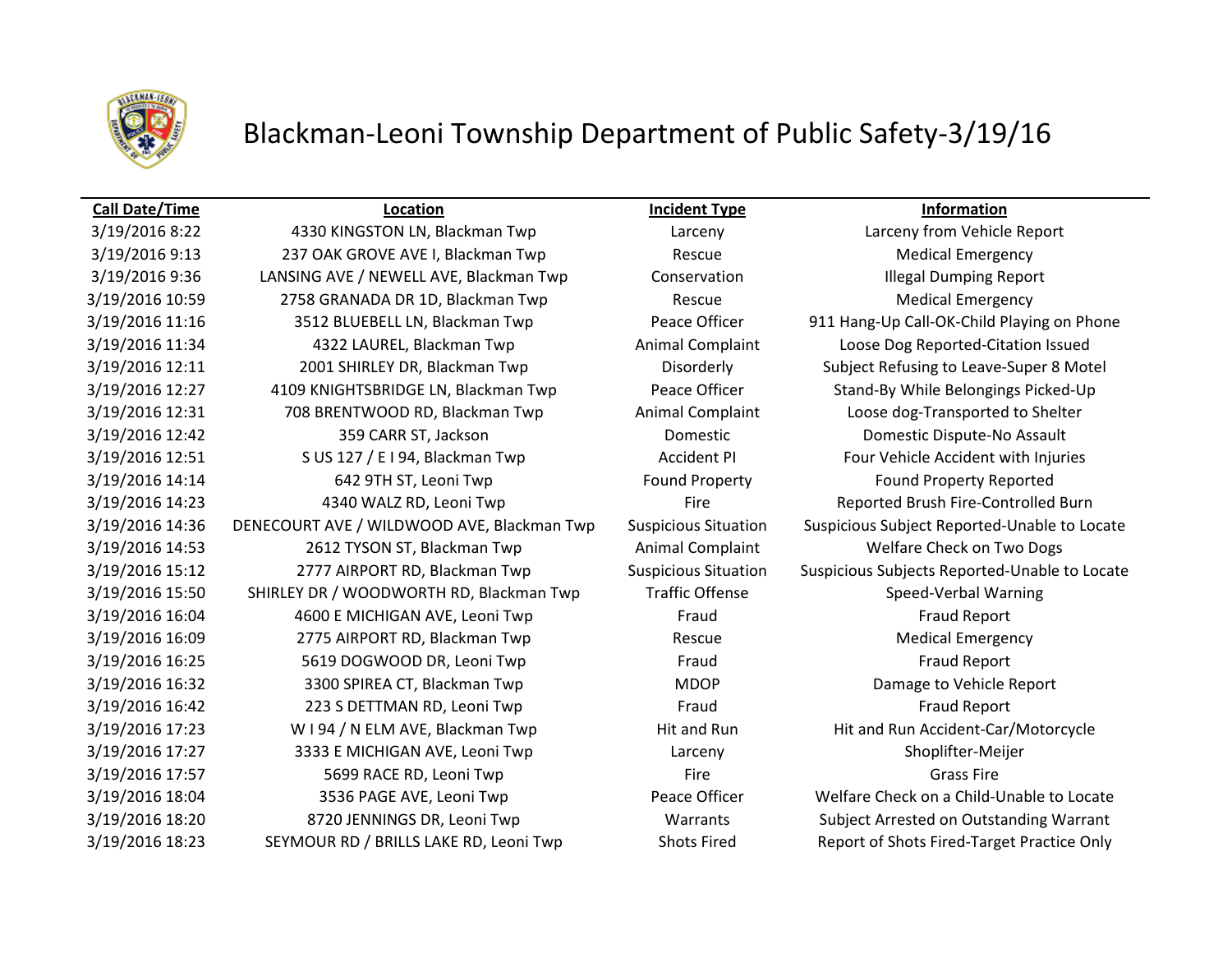# Blackman-Leoni Township Department of Public Safety-3/19/16

| Call Date/Time | Location | Incident Type | Information |
|---|---|---|---|
| 3/19/2016 8:22 | 4330 KINGSTON LN, Blackman Twp | Larceny | Larceny from Vehicle Report |
| 3/19/2016 9:13 | 237 OAK GROVE AVE I, Blackman Twp | Rescue | Medical Emergency |
| 3/19/2016 9:36 | LANSING AVE / NEWELL AVE, Blackman Twp | Conservation | Illegal Dumping Report |
| 3/19/2016 10:59 | 2758 GRANADA DR 1D, Blackman Twp | Rescue | Medical Emergency |
| 3/19/2016 11:16 | 3512 BLUEBELL LN, Blackman Twp | Peace Officer | 911 Hang-Up Call-OK-Child Playing on Phone |
| 3/19/2016 11:34 | 4322 LAUREL, Blackman Twp | Animal Complaint | Loose Dog Reported-Citation Issued |
| 3/19/2016 12:11 | 2001 SHIRLEY DR, Blackman Twp | Disorderly | Subject Refusing to Leave-Super 8 Motel |
| 3/19/2016 12:27 | 4109 KNIGHTSBRIDGE LN, Blackman Twp | Peace Officer | Stand-By While Belongings Picked-Up |
| 3/19/2016 12:31 | 708 BRENTWOOD RD, Blackman Twp | Animal Complaint | Loose dog-Transported to Shelter |
| 3/19/2016 12:42 | 359 CARR ST, Jackson | Domestic | Domestic Dispute-No Assault |
| 3/19/2016 12:51 | S US 127 / E I 94, Blackman Twp | Accident PI | Four Vehicle Accident with Injuries |
| 3/19/2016 14:14 | 642 9TH ST, Leoni Twp | Found Property | Found Property Reported |
| 3/19/2016 14:23 | 4340 WALZ RD, Leoni Twp | Fire | Reported Brush Fire-Controlled Burn |
| 3/19/2016 14:36 | DENECOURT AVE / WILDWOOD AVE, Blackman Twp | Suspicious Situation | Suspicious Subject Reported-Unable to Locate |
| 3/19/2016 14:53 | 2612 TYSON ST, Blackman Twp | Animal Complaint | Welfare Check on Two Dogs |
| 3/19/2016 15:12 | 2777 AIRPORT RD, Blackman Twp | Suspicious Situation | Suspicious Subjects Reported-Unable to Locate |
| 3/19/2016 15:50 | SHIRLEY DR / WOODWORTH RD, Blackman Twp | Traffic Offense | Speed-Verbal Warning |
| 3/19/2016 16:04 | 4600 E MICHIGAN AVE, Leoni Twp | Fraud | Fraud Report |
| 3/19/2016 16:09 | 2775 AIRPORT RD, Blackman Twp | Rescue | Medical Emergency |
| 3/19/2016 16:25 | 5619 DOGWOOD DR, Leoni Twp | Fraud | Fraud Report |
| 3/19/2016 16:32 | 3300 SPIREA CT, Blackman Twp | MDOP | Damage to Vehicle Report |
| 3/19/2016 16:42 | 223 S DETTMAN RD, Leoni Twp | Fraud | Fraud Report |
| 3/19/2016 17:23 | W I 94 / N ELM AVE, Blackman Twp | Hit and Run | Hit and Run Accident-Car/Motorcycle |
| 3/19/2016 17:27 | 3333 E MICHIGAN AVE, Leoni Twp | Larceny | Shoplifter-Meijer |
| 3/19/2016 17:57 | 5699 RACE RD, Leoni Twp | Fire | Grass Fire |
| 3/19/2016 18:04 | 3536 PAGE AVE, Leoni Twp | Peace Officer | Welfare Check on a Child-Unable to Locate |
| 3/19/2016 18:20 | 8720 JENNINGS DR, Leoni Twp | Warrants | Subject Arrested on Outstanding Warrant |
| 3/19/2016 18:23 | SEYMOUR RD / BRILLS LAKE RD, Leoni Twp | Shots Fired | Report of Shots Fired-Target Practice Only |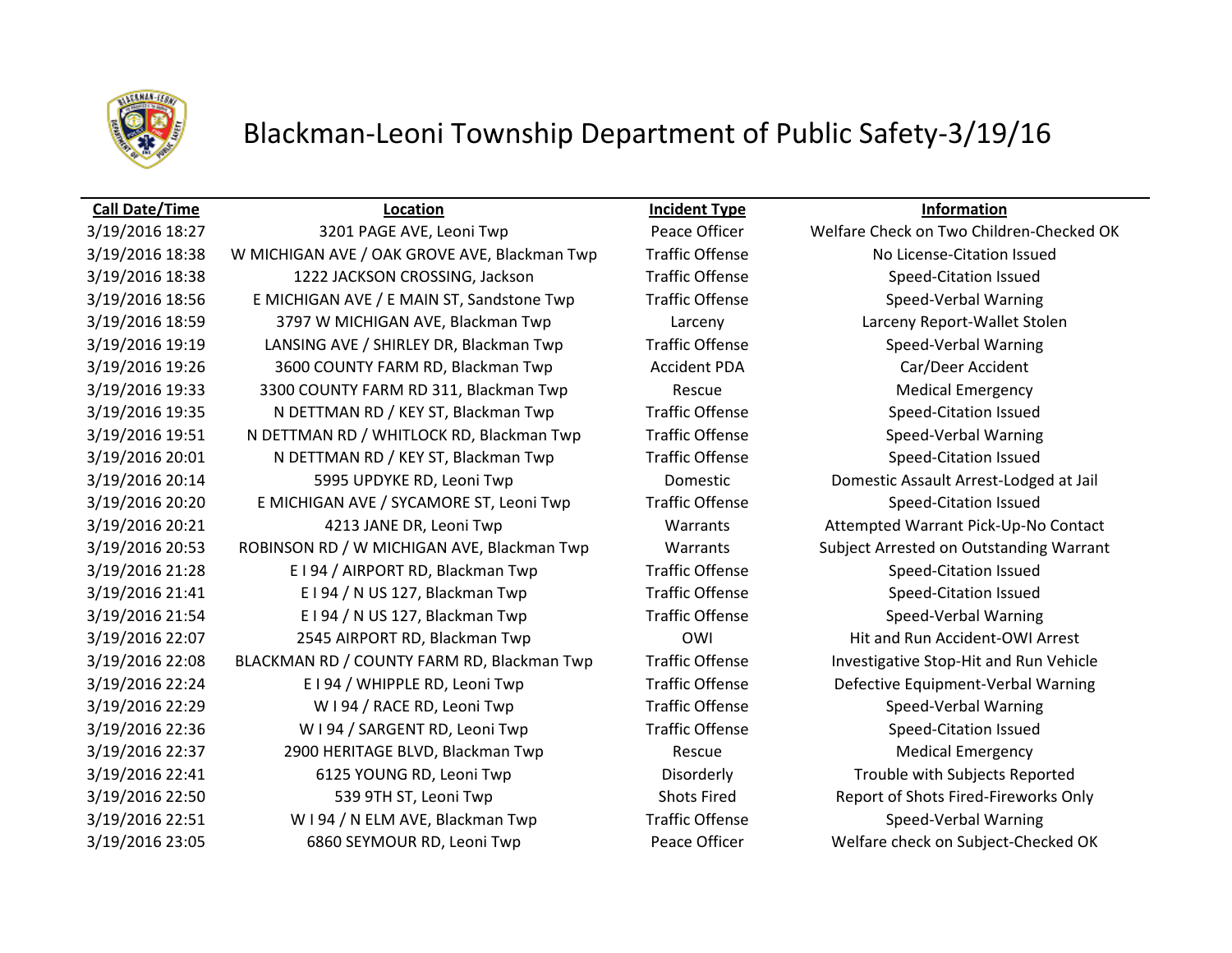# Blackman-Leoni Township Department of Public Safety-3/19/16

| Call Date/Time | Location | Incident Type | Information |
|---|---|---|---|
| 3/19/2016 18:27 | 3201 PAGE AVE, Leoni Twp | Peace Officer | Welfare Check on Two Children-Checked OK |
| 3/19/2016 18:38 | W MICHIGAN AVE / OAK GROVE AVE, Blackman Twp | Traffic Offense | No License-Citation Issued |
| 3/19/2016 18:38 | 1222 JACKSON CROSSING, Jackson | Traffic Offense | Speed-Citation Issued |
| 3/19/2016 18:56 | E MICHIGAN AVE / E MAIN ST, Sandstone Twp | Traffic Offense | Speed-Verbal Warning |
| 3/19/2016 18:59 | 3797 W MICHIGAN AVE, Blackman Twp | Larceny | Larceny Report-Wallet Stolen |
| 3/19/2016 19:19 | LANSING AVE / SHIRLEY DR, Blackman Twp | Traffic Offense | Speed-Verbal Warning |
| 3/19/2016 19:26 | 3600 COUNTY FARM RD, Blackman Twp | Accident PDA | Car/Deer Accident |
| 3/19/2016 19:33 | 3300 COUNTY FARM RD 311, Blackman Twp | Rescue | Medical Emergency |
| 3/19/2016 19:35 | N DETTMAN RD / KEY ST, Blackman Twp | Traffic Offense | Speed-Citation Issued |
| 3/19/2016 19:51 | N DETTMAN RD / WHITLOCK RD, Blackman Twp | Traffic Offense | Speed-Verbal Warning |
| 3/19/2016 20:01 | N DETTMAN RD / KEY ST, Blackman Twp | Traffic Offense | Speed-Citation Issued |
| 3/19/2016 20:14 | 5995 UPDYKE RD, Leoni Twp | Domestic | Domestic Assault Arrest-Lodged at Jail |
| 3/19/2016 20:20 | E MICHIGAN AVE / SYCAMORE ST, Leoni Twp | Traffic Offense | Speed-Citation Issued |
| 3/19/2016 20:21 | 4213 JANE DR, Leoni Twp | Warrants | Attempted Warrant Pick-Up-No Contact |
| 3/19/2016 20:53 | ROBINSON RD / W MICHIGAN AVE, Blackman Twp | Warrants | Subject Arrested on Outstanding Warrant |
| 3/19/2016 21:28 | E I 94 / AIRPORT RD, Blackman Twp | Traffic Offense | Speed-Citation Issued |
| 3/19/2016 21:41 | E I 94 / N US 127, Blackman Twp | Traffic Offense | Speed-Citation Issued |
| 3/19/2016 21:54 | E I 94 / N US 127, Blackman Twp | Traffic Offense | Speed-Verbal Warning |
| 3/19/2016 22:07 | 2545 AIRPORT RD, Blackman Twp | OWI | Hit and Run Accident-OWI Arrest |
| 3/19/2016 22:08 | BLACKMAN RD / COUNTY FARM RD, Blackman Twp | Traffic Offense | Investigative Stop-Hit and Run Vehicle |
| 3/19/2016 22:24 | E I 94 / WHIPPLE RD, Leoni Twp | Traffic Offense | Defective Equipment-Verbal Warning |
| 3/19/2016 22:29 | W I 94 / RACE RD, Leoni Twp | Traffic Offense | Speed-Verbal Warning |
| 3/19/2016 22:36 | W I 94 / SARGENT RD, Leoni Twp | Traffic Offense | Speed-Citation Issued |
| 3/19/2016 22:37 | 2900 HERITAGE BLVD, Blackman Twp | Rescue | Medical Emergency |
| 3/19/2016 22:41 | 6125 YOUNG RD, Leoni Twp | Disorderly | Trouble with Subjects Reported |
| 3/19/2016 22:50 | 539 9TH ST, Leoni Twp | Shots Fired | Report of Shots Fired-Fireworks Only |
| 3/19/2016 22:51 | W I 94 / N ELM AVE, Blackman Twp | Traffic Offense | Speed-Verbal Warning |
| 3/19/2016 23:05 | 6860 SEYMOUR RD, Leoni Twp | Peace Officer | Welfare check on Subject-Checked OK |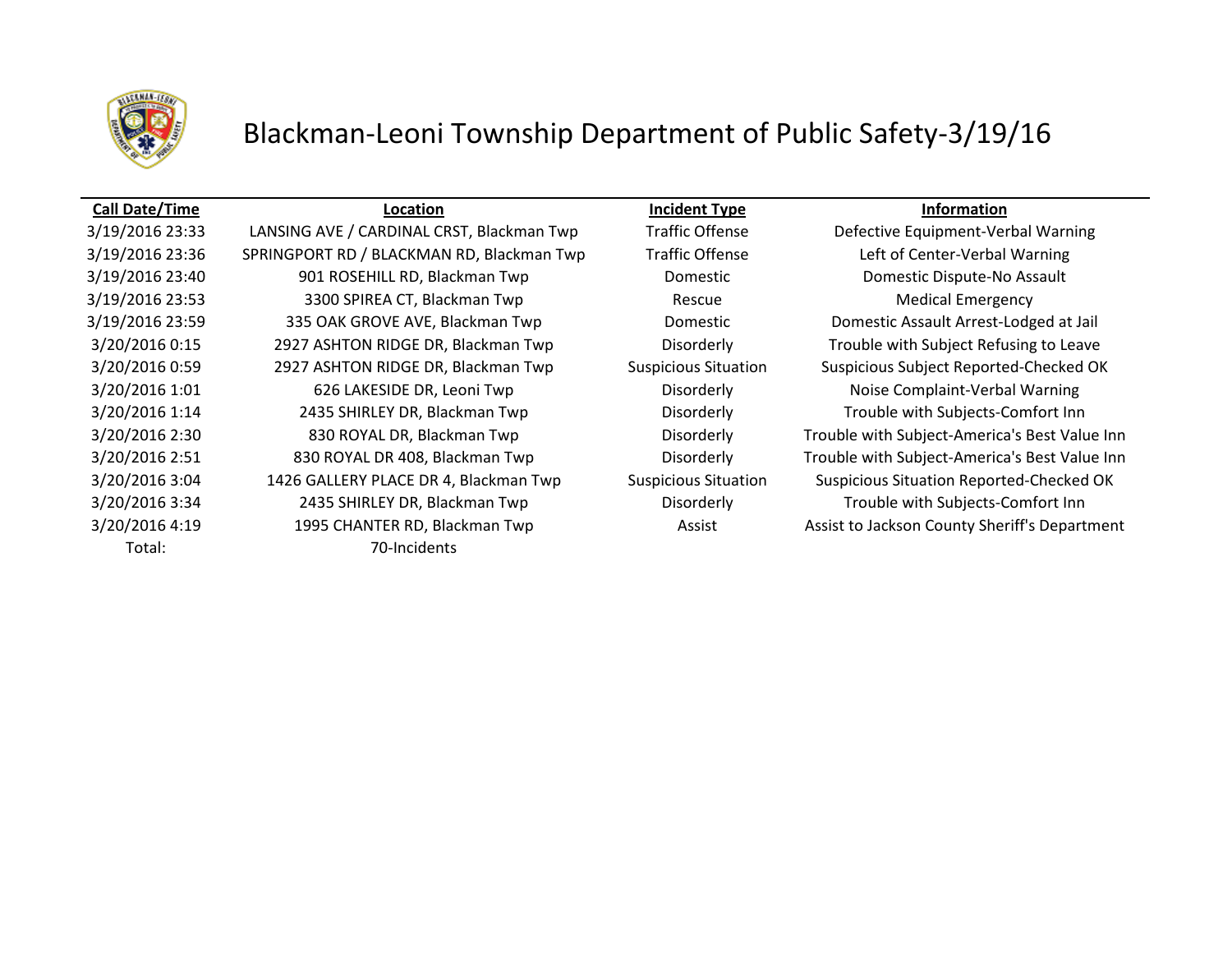# Blackman-Leoni Township Department of Public Safety-3/19/16

| Call Date/Time | Location | Incident Type | Information |
|---|---|---|---|
| 3/19/2016 23:33 | LANSING AVE / CARDINAL CRST, Blackman Twp | Traffic Offense | Defective Equipment-Verbal Warning |
| 3/19/2016 23:36 | SPRINGPORT RD / BLACKMAN RD, Blackman Twp | Traffic Offense | Left of Center-Verbal Warning |
| 3/19/2016 23:40 | 901 ROSEHILL RD, Blackman Twp | Domestic | Domestic Dispute-No Assault |
| 3/19/2016 23:53 | 3300 SPIREA CT, Blackman Twp | Rescue | Medical Emergency |
| 3/19/2016 23:59 | 335 OAK GROVE AVE, Blackman Twp | Domestic | Domestic Assault Arrest-Lodged at Jail |
| 3/20/2016 0:15 | 2927 ASHTON RIDGE DR, Blackman Twp | Disorderly | Trouble with Subject Refusing to Leave |
| 3/20/2016 0:59 | 2927 ASHTON RIDGE DR, Blackman Twp | Suspicious Situation | Suspicious Subject Reported-Checked OK |
| 3/20/2016 1:01 | 626 LAKESIDE DR, Leoni Twp | Disorderly | Noise Complaint-Verbal Warning |
| 3/20/2016 1:14 | 2435 SHIRLEY DR, Blackman Twp | Disorderly | Trouble with Subjects-Comfort Inn |
| 3/20/2016 2:30 | 830 ROYAL DR, Blackman Twp | Disorderly | Trouble with Subject-America's Best Value Inn |
| 3/20/2016 2:51 | 830 ROYAL DR 408, Blackman Twp | Disorderly | Trouble with Subject-America's Best Value Inn |
| 3/20/2016 3:04 | 1426 GALLERY PLACE DR 4, Blackman Twp | Suspicious Situation | Suspicious Situation Reported-Checked OK |
| 3/20/2016 3:34 | 2435 SHIRLEY DR, Blackman Twp | Disorderly | Trouble with Subjects-Comfort Inn |
| 3/20/2016 4:19 | 1995 CHANTER RD, Blackman Twp | Assist | Assist to Jackson County Sheriff's Department |
| Total: | 70-Incidents | | |